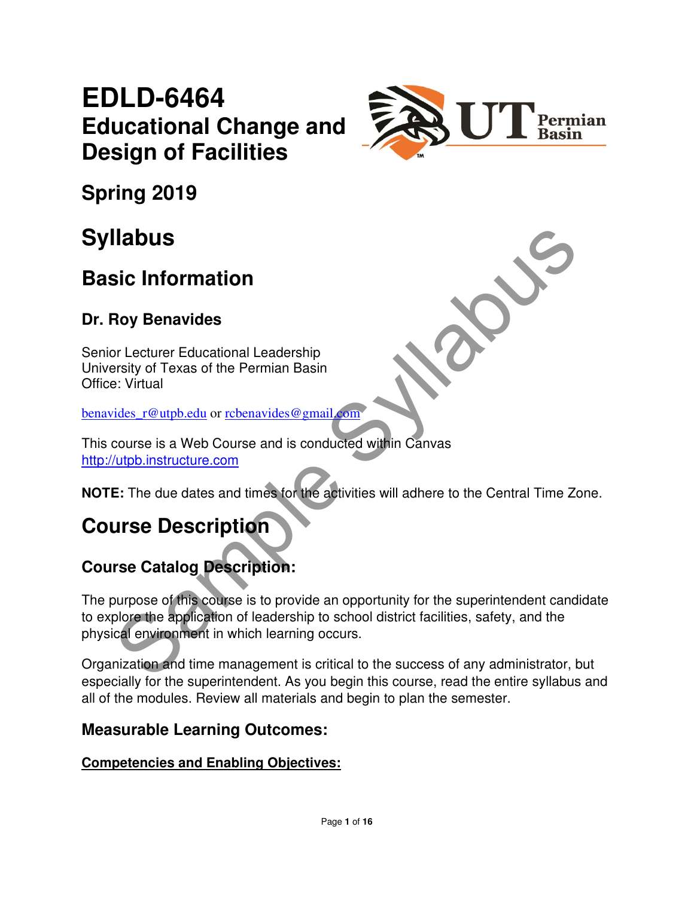# EDLD-6464
## Educational Change and Design of Facilities

## Spring 2019

# Syllabus

## Basic Information

### Dr. Roy Benavides

Senior Lecturer Educational Leadership
University of Texas of the Permian Basin
Office: Virtual

benavides_r@utpb.edu or rcbenavides@gmail.com

This course is a Web Course and is conducted within Canvas
http://utpb.instructure.com

**NOTE:** The due dates and times for the activities will adhere to the Central Time Zone.

## Course Description

### Course Catalog Description:

The purpose of this course is to provide an opportunity for the superintendent candidate to explore the application of leadership to school district facilities, safety, and the physical environment in which learning occurs.

Organization and time management is critical to the success of any administrator, but especially for the superintendent. As you begin this course, read the entire syllabus and all of the modules. Review all materials and begin to plan the semester.

### Measurable Learning Outcomes:

**Competencies and Enabling Objectives:**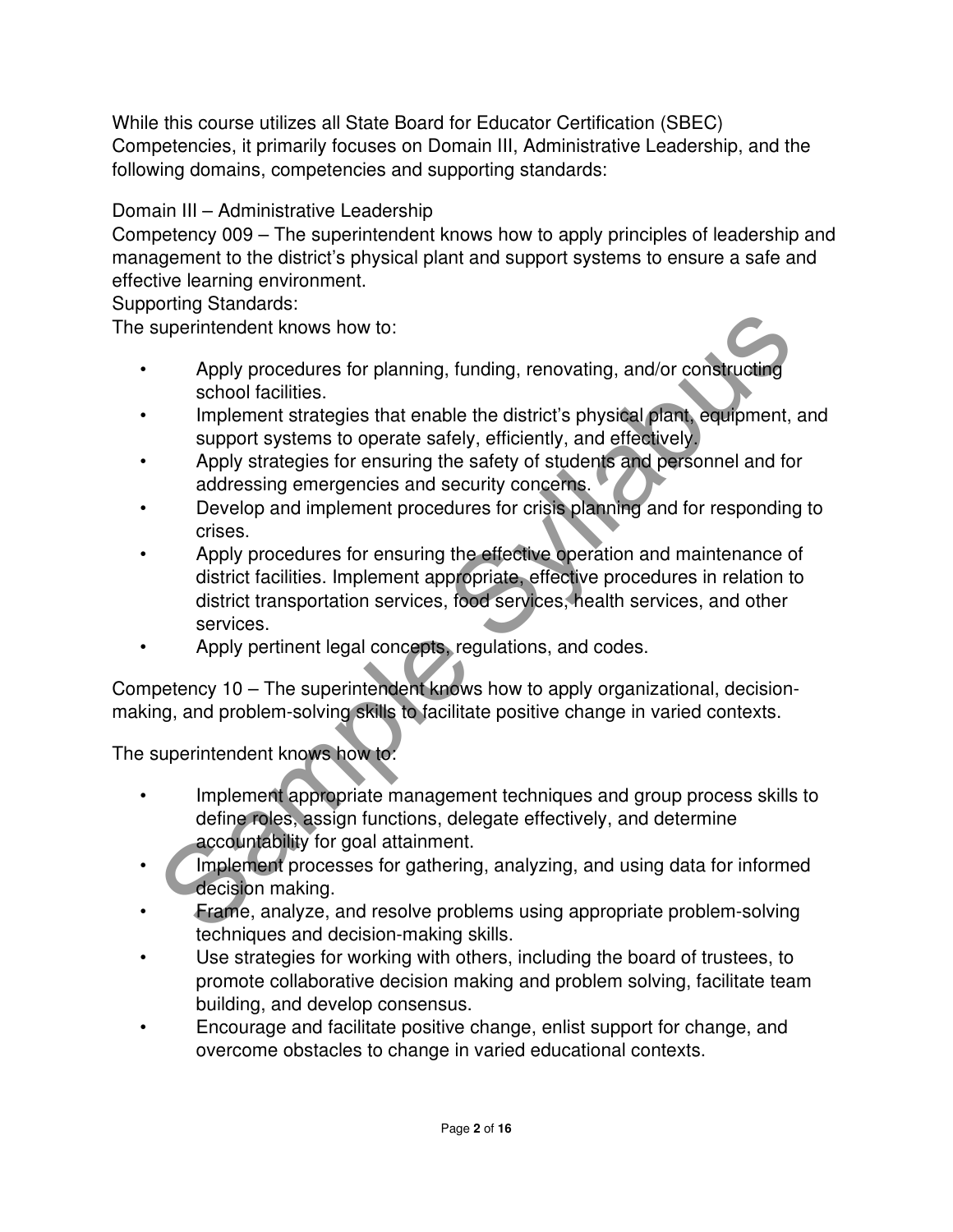While this course utilizes all State Board for Educator Certification (SBEC) Competencies, it primarily focuses on Domain III, Administrative Leadership, and the following domains, competencies and supporting standards:

Domain III – Administrative Leadership

Competency 009 – The superintendent knows how to apply principles of leadership and management to the district's physical plant and support systems to ensure a safe and effective learning environment.

Supporting Standards:

The superintendent knows how to:

- Apply procedures for planning, funding, renovating, and/or constructing school facilities.
- Implement strategies that enable the district's physical plant, equipment, and support systems to operate safely, efficiently, and effectively.
- Apply strategies for ensuring the safety of students and personnel and for addressing emergencies and security concerns.
- Develop and implement procedures for crisis planning and for responding to crises.
- Apply procedures for ensuring the effective operation and maintenance of district facilities. Implement appropriate, effective procedures in relation to district transportation services, food services, health services, and other services.
- Apply pertinent legal concepts, regulations, and codes.

Competency 10 – The superintendent knows how to apply organizational, decision-making, and problem-solving skills to facilitate positive change in varied contexts.

The superintendent knows how to:

- Implement appropriate management techniques and group process skills to define roles, assign functions, delegate effectively, and determine accountability for goal attainment.
- Implement processes for gathering, analyzing, and using data for informed decision making.
- Frame, analyze, and resolve problems using appropriate problem-solving techniques and decision-making skills.
- Use strategies for working with others, including the board of trustees, to promote collaborative decision making and problem solving, facilitate team building, and develop consensus.
- Encourage and facilitate positive change, enlist support for change, and overcome obstacles to change in varied educational contexts.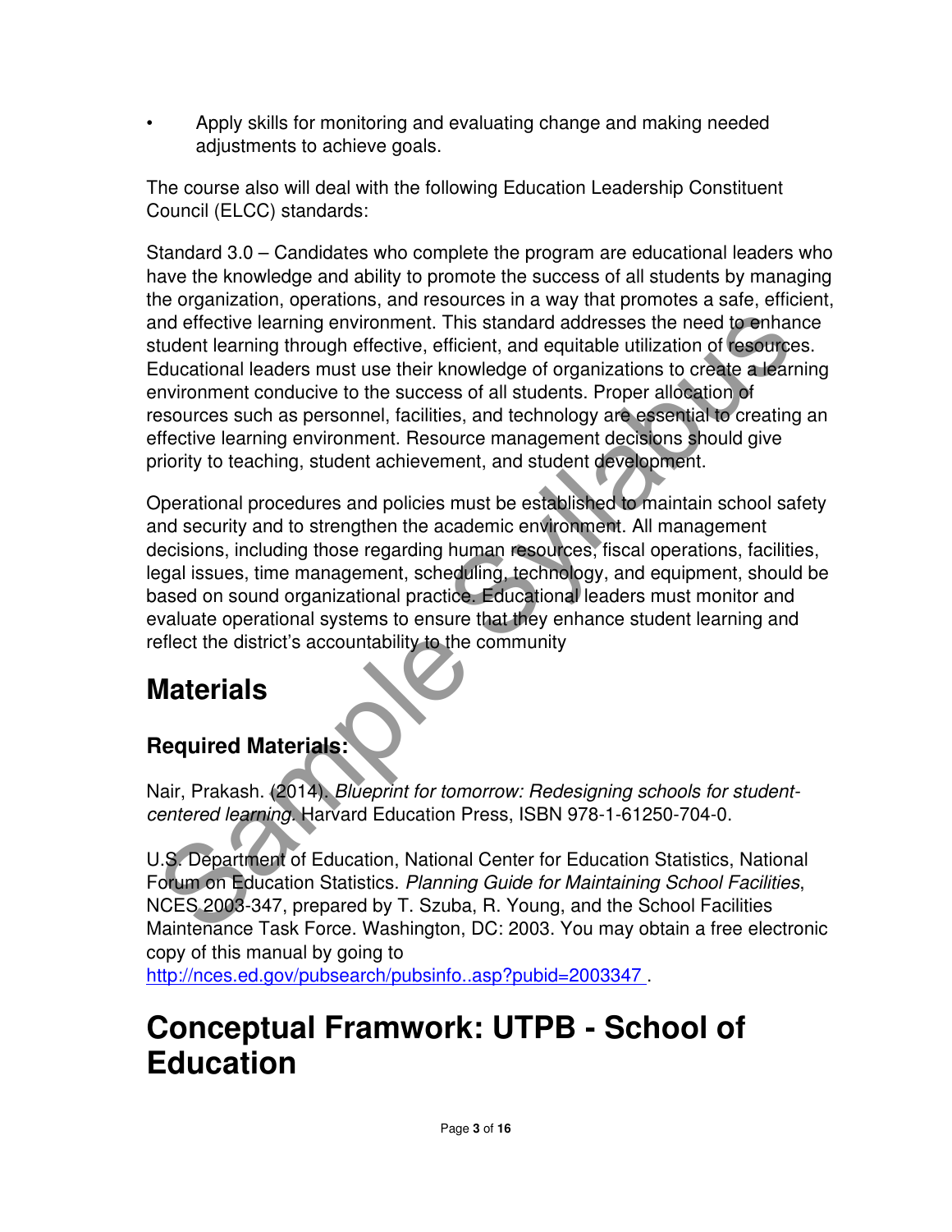- Apply skills for monitoring and evaluating change and making needed adjustments to achieve goals.

The course also will deal with the following Education Leadership Constituent Council (ELCC) standards:

Standard 3.0 – Candidates who complete the program are educational leaders who have the knowledge and ability to promote the success of all students by managing the organization, operations, and resources in a way that promotes a safe, efficient, and effective learning environment. This standard addresses the need to enhance student learning through effective, efficient, and equitable utilization of resources. Educational leaders must use their knowledge of organizations to create a learning environment conducive to the success of all students. Proper allocation of resources such as personnel, facilities, and technology are essential to creating an effective learning environment. Resource management decisions should give priority to teaching, student achievement, and student development.

Operational procedures and policies must be established to maintain school safety and security and to strengthen the academic environment. All management decisions, including those regarding human resources, fiscal operations, facilities, legal issues, time management, scheduling, technology, and equipment, should be based on sound organizational practice. Educational leaders must monitor and evaluate operational systems to ensure that they enhance student learning and reflect the district's accountability to the community

# Materials

## Required Materials:

Nair, Prakash. (2014). *Blueprint for tomorrow: Redesigning schools for student-centered learning.* Harvard Education Press, ISBN 978-1-61250-704-0.

U.S. Department of Education, National Center for Education Statistics, National Forum on Education Statistics. *Planning Guide for Maintaining School Facilities*, NCES 2003-347, prepared by T. Szuba, R. Young, and the School Facilities Maintenance Task Force. Washington, DC: 2003. You may obtain a free electronic copy of this manual by going to http://nces.ed.gov/pubsearch/pubsinfo..asp?pubid=2003347 .

# Conceptual Framwork: UTPB - School of Education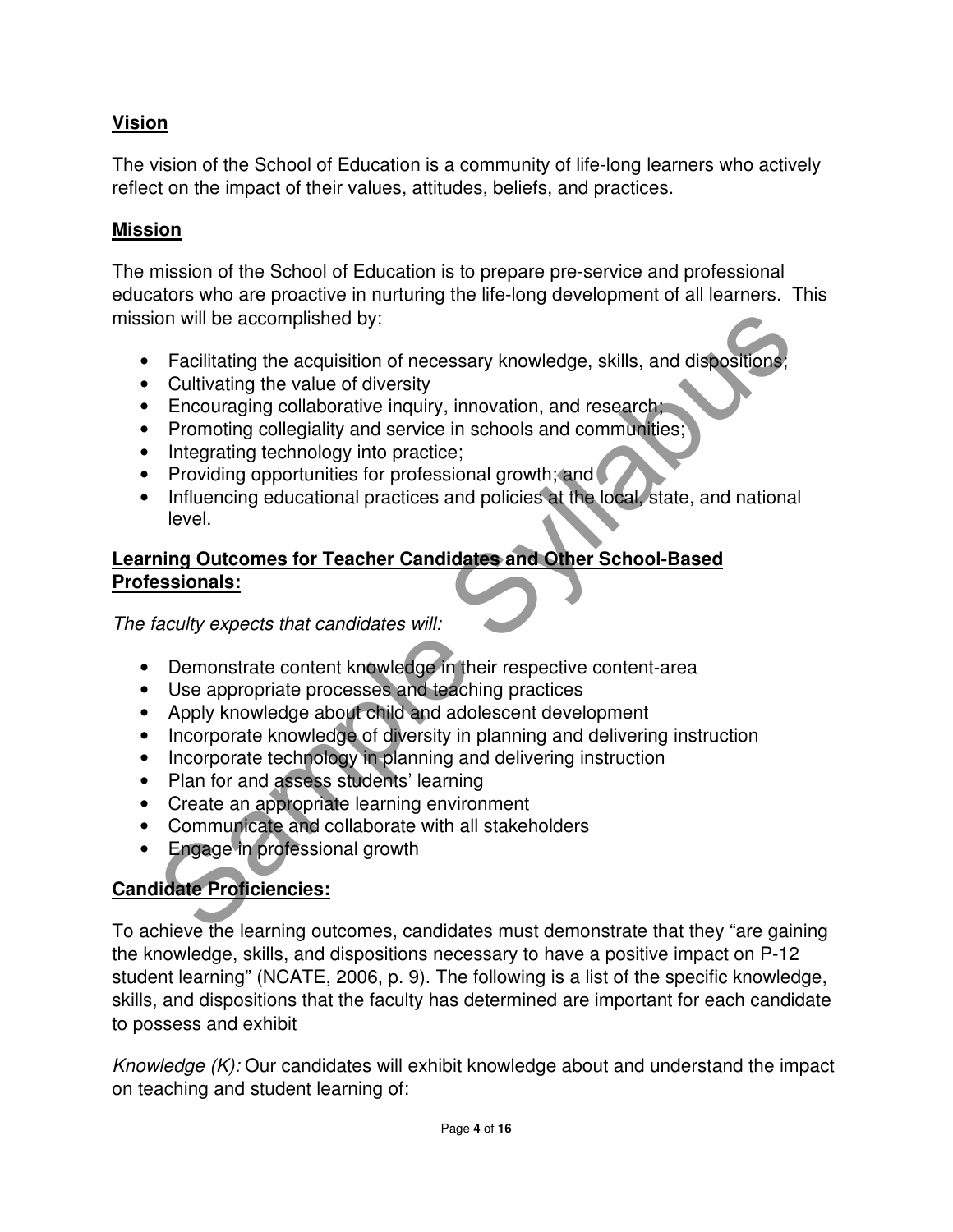## Vision

The vision of the School of Education is a community of life-long learners who actively reflect on the impact of their values, attitudes, beliefs, and practices.

## Mission

The mission of the School of Education is to prepare pre-service and professional educators who are proactive in nurturing the life-long development of all learners. This mission will be accomplished by:

- Facilitating the acquisition of necessary knowledge, skills, and dispositions;
- Cultivating the value of diversity
- Encouraging collaborative inquiry, innovation, and research;
- Promoting collegiality and service in schools and communities;
- Integrating technology into practice;
- Providing opportunities for professional growth; and
- Influencing educational practices and policies at the local, state, and national level.

## Learning Outcomes for Teacher Candidates and Other School-Based Professionals:

*The faculty expects that candidates will:*

- Demonstrate content knowledge in their respective content-area
- Use appropriate processes and teaching practices
- Apply knowledge about child and adolescent development
- Incorporate knowledge of diversity in planning and delivering instruction
- Incorporate technology in planning and delivering instruction
- Plan for and assess students' learning
- Create an appropriate learning environment
- Communicate and collaborate with all stakeholders
- Engage in professional growth

## Candidate Proficiencies:

To achieve the learning outcomes, candidates must demonstrate that they "are gaining the knowledge, skills, and dispositions necessary to have a positive impact on P-12 student learning" (NCATE, 2006, p. 9). The following is a list of the specific knowledge, skills, and dispositions that the faculty has determined are important for each candidate to possess and exhibit

*Knowledge (K):* Our candidates will exhibit knowledge about and understand the impact on teaching and student learning of: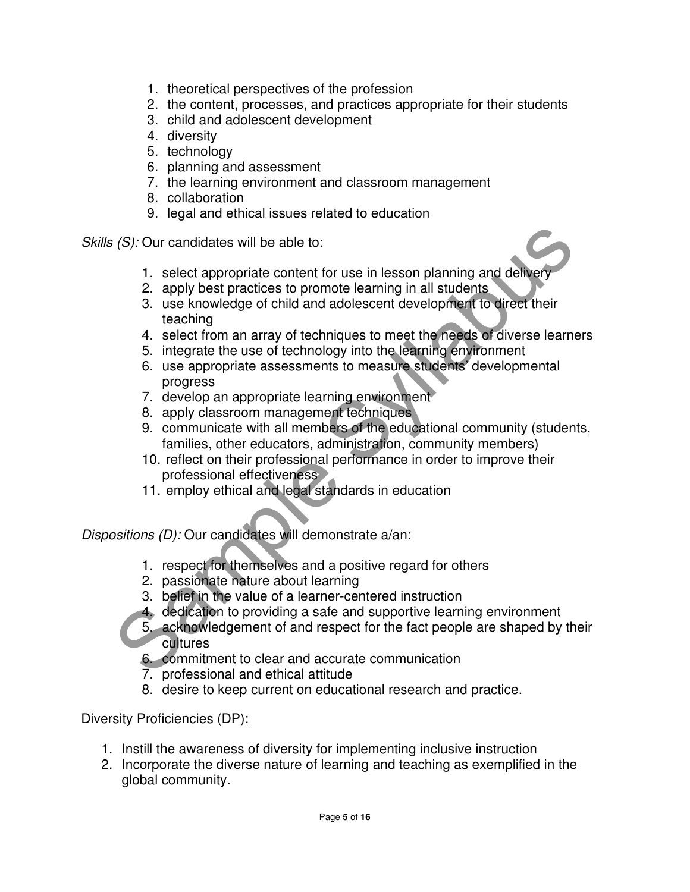1. theoretical perspectives of the profession
2. the content, processes, and practices appropriate for their students
3. child and adolescent development
4. diversity
5. technology
6. planning and assessment
7. the learning environment and classroom management
8. collaboration
9. legal and ethical issues related to education

*Skills (S):* Our candidates will be able to:

1. select appropriate content for use in lesson planning and delivery
2. apply best practices to promote learning in all students
3. use knowledge of child and adolescent development to direct their teaching
4. select from an array of techniques to meet the needs of diverse learners
5. integrate the use of technology into the learning environment
6. use appropriate assessments to measure students' developmental progress
7. develop an appropriate learning environment
8. apply classroom management techniques
9. communicate with all members of the educational community (students, families, other educators, administration, community members)
10. reflect on their professional performance in order to improve their professional effectiveness
11. employ ethical and legal standards in education

*Dispositions (D):* Our candidates will demonstrate a/an:

1. respect for themselves and a positive regard for others
2. passionate nature about learning
3. belief in the value of a learner-centered instruction
4. dedication to providing a safe and supportive learning environment
5. acknowledgement of and respect for the fact people are shaped by their cultures
6. commitment to clear and accurate communication
7. professional and ethical attitude
8. desire to keep current on educational research and practice.

<u>Diversity Proficiencies (DP):</u>

1. Instill the awareness of diversity for implementing inclusive instruction
2. Incorporate the diverse nature of learning and teaching as exemplified in the global community.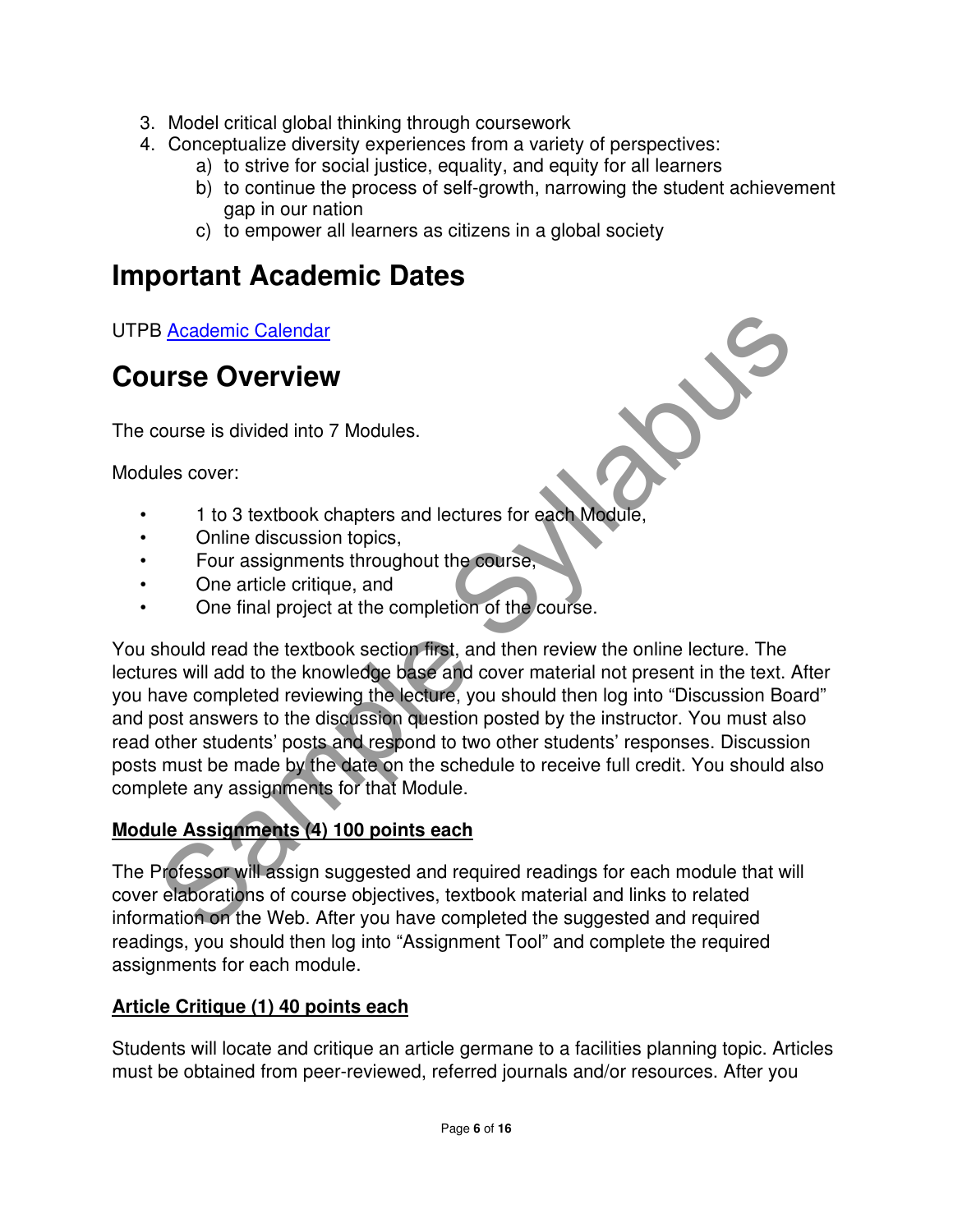3. Model critical global thinking through coursework
4. Conceptualize diversity experiences from a variety of perspectives:
    a) to strive for social justice, equality, and equity for all learners
    b) to continue the process of self-growth, narrowing the student achievement gap in our nation
    c) to empower all learners as citizens in a global society

# Important Academic Dates

UTPB Academic Calendar

# Course Overview

The course is divided into 7 Modules.

Modules cover:

- 1 to 3 textbook chapters and lectures for each Module,
- Online discussion topics,
- Four assignments throughout the course,
- One article critique, and
- One final project at the completion of the course.

You should read the textbook section first, and then review the online lecture. The lectures will add to the knowledge base and cover material not present in the text. After you have completed reviewing the lecture, you should then log into "Discussion Board" and post answers to the discussion question posted by the instructor. You must also read other students' posts and respond to two other students' responses. Discussion posts must be made by the date on the schedule to receive full credit. You should also complete any assignments for that Module.

**Module Assignments (4) 100 points each**

The Professor will assign suggested and required readings for each module that will cover elaborations of course objectives, textbook material and links to related information on the Web. After you have completed the suggested and required readings, you should then log into "Assignment Tool" and complete the required assignments for each module.

**Article Critique (1) 40 points each**

Students will locate and critique an article germane to a facilities planning topic. Articles must be obtained from peer-reviewed, referred journals and/or resources. After you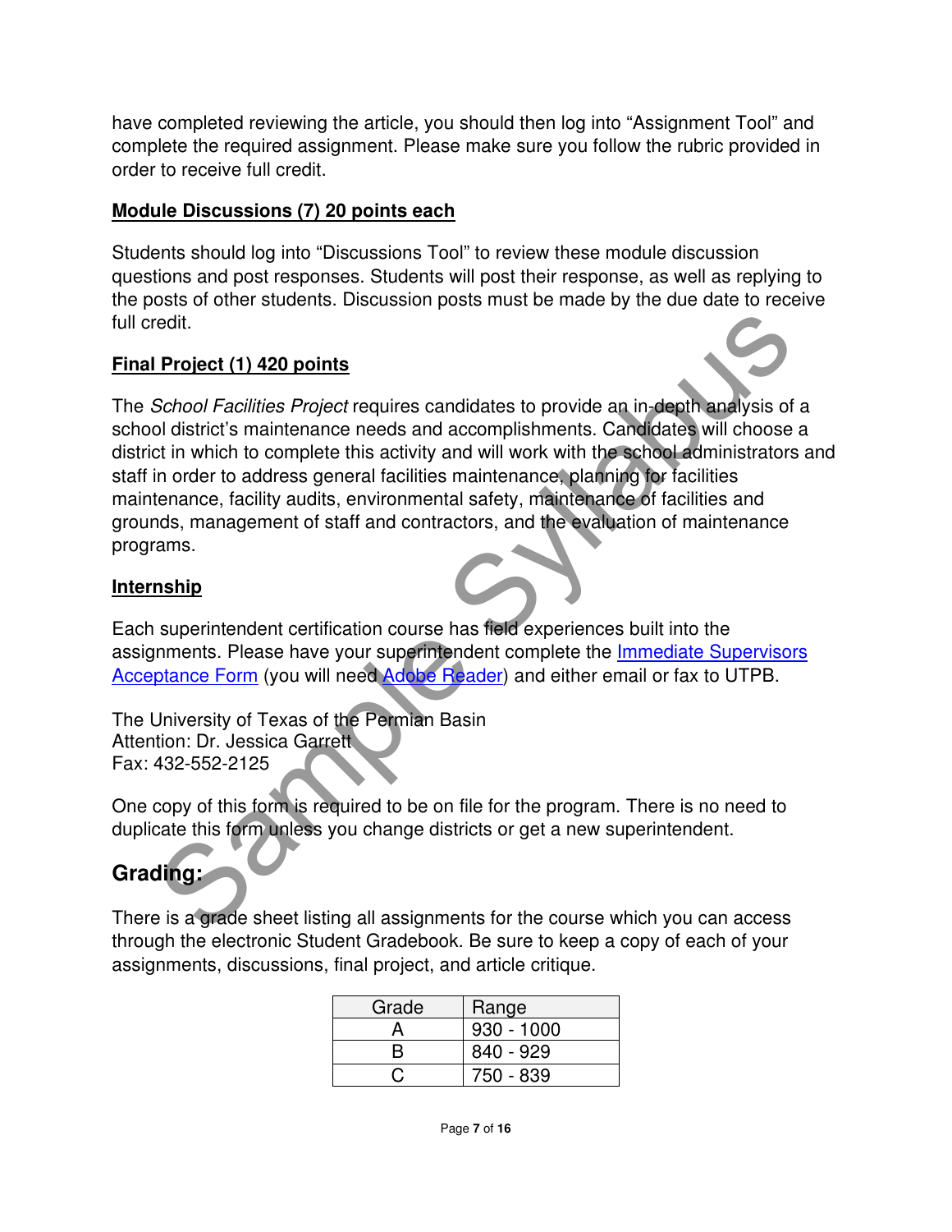have completed reviewing the article, you should then log into "Assignment Tool" and complete the required assignment. Please make sure you follow the rubric provided in order to receive full credit.

**Module Discussions (7) 20 points each**

Students should log into "Discussions Tool" to review these module discussion questions and post responses. Students will post their response, as well as replying to the posts of other students. Discussion posts must be made by the due date to receive full credit.

**Final Project (1) 420 points**

The *School Facilities Project* requires candidates to provide an in-depth analysis of a school district's maintenance needs and accomplishments. Candidates will choose a district in which to complete this activity and will work with the school administrators and staff in order to address general facilities maintenance, planning for facilities maintenance, facility audits, environmental safety, maintenance of facilities and grounds, management of staff and contractors, and the evaluation of maintenance programs.

**Internship**

Each superintendent certification course has field experiences built into the assignments. Please have your superintendent complete the Immediate Supervisors Acceptance Form (you will need Adobe Reader) and either email or fax to UTPB.

The University of Texas of the Permian Basin
Attention: Dr. Jessica Garrett
Fax: 432-552-2125

One copy of this form is required to be on file for the program. There is no need to duplicate this form unless you change districts or get a new superintendent.

## Grading:

There is a grade sheet listing all assignments for the course which you can access through the electronic Student Gradebook. Be sure to keep a copy of each of your assignments, discussions, final project, and article critique.

| Grade | Range |
|---|---|
| A | 930 - 1000 |
| B | 840 - 929 |
| C | 750 - 839 |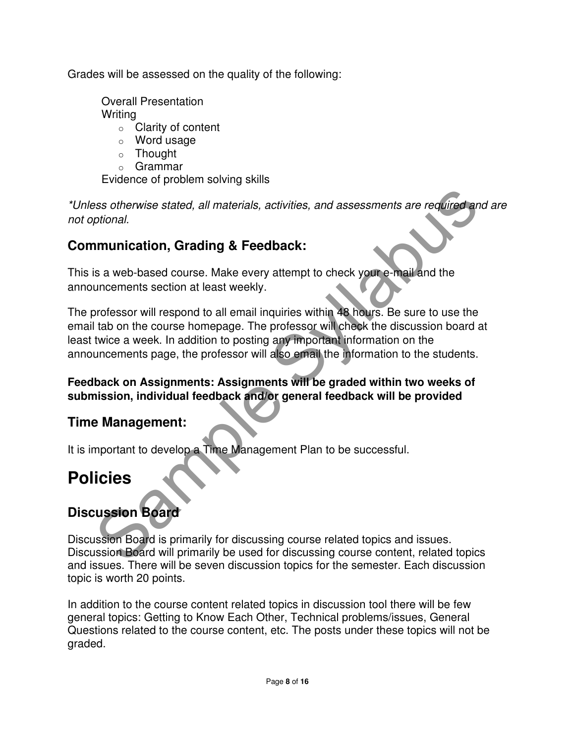Grades will be assessed on the quality of the following:

- Overall Presentation
- Writing
  - Clarity of content
  - Word usage
  - Thought
  - Grammar
- Evidence of problem solving skills

*\*Unless otherwise stated, all materials, activities, and assessments are required and are not optional.*

## Communication, Grading & Feedback:

This is a web-based course. Make every attempt to check your e-mail and the announcements section at least weekly.

The professor will respond to all email inquiries within 48 hours. Be sure to use the email tab on the course homepage. The professor will check the discussion board at least twice a week. In addition to posting any important information on the announcements page, the professor will also email the information to the students.

**Feedback on Assignments: Assignments will be graded within two weeks of submission, individual feedback and/or general feedback will be provided**

## Time Management:

It is important to develop a Time Management Plan to be successful.

# Policies

## Discussion Board

Discussion Board is primarily for discussing course related topics and issues. Discussion Board will primarily be used for discussing course content, related topics and issues. There will be seven discussion topics for the semester. Each discussion topic is worth 20 points.

In addition to the course content related topics in discussion tool there will be few general topics: Getting to Know Each Other, Technical problems/issues, General Questions related to the course content, etc. The posts under these topics will not be graded.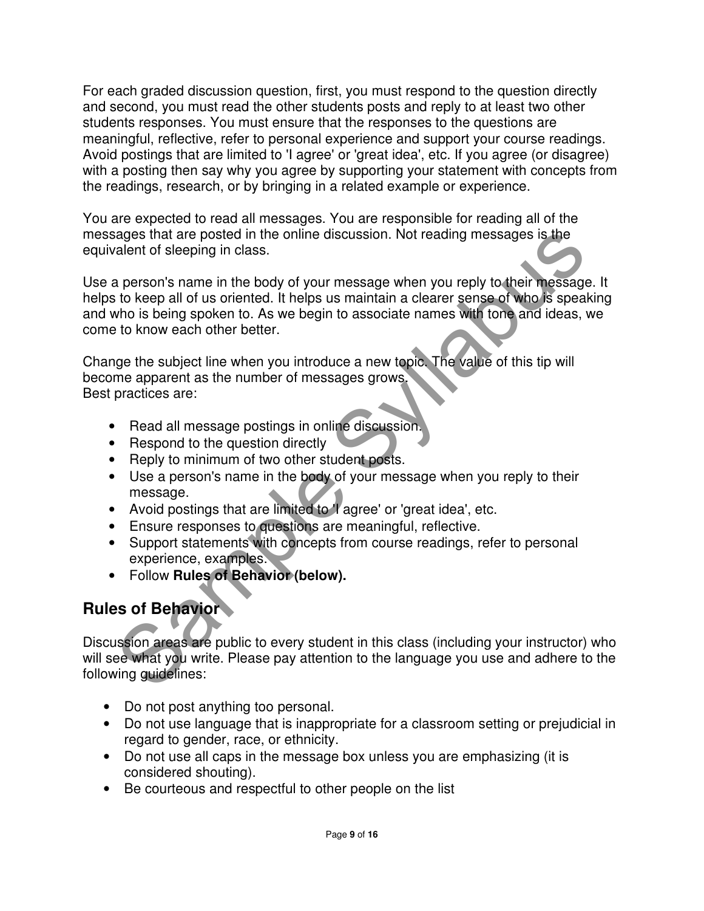For each graded discussion question, first, you must respond to the question directly and second, you must read the other students posts and reply to at least two other students responses. You must ensure that the responses to the questions are meaningful, reflective, refer to personal experience and support your course readings. Avoid postings that are limited to 'I agree' or 'great idea', etc. If you agree (or disagree) with a posting then say why you agree by supporting your statement with concepts from the readings, research, or by bringing in a related example or experience.

You are expected to read all messages. You are responsible for reading all of the messages that are posted in the online discussion. Not reading messages is the equivalent of sleeping in class.

Use a person's name in the body of your message when you reply to their message. It helps to keep all of us oriented. It helps us maintain a clearer sense of who is speaking and who is being spoken to. As we begin to associate names with tone and ideas, we come to know each other better.

Change the subject line when you introduce a new topic. The value of this tip will become apparent as the number of messages grows.
Best practices are:

- Read all message postings in online discussion.
- Respond to the question directly
- Reply to minimum of two other student posts.
- Use a person's name in the body of your message when you reply to their message.
- Avoid postings that are limited to 'I agree' or 'great idea', etc.
- Ensure responses to questions are meaningful, reflective.
- Support statements with concepts from course readings, refer to personal experience, examples.
- Follow **Rules of Behavior (below).**

## Rules of Behavior

Discussion areas are public to every student in this class (including your instructor) who will see what you write. Please pay attention to the language you use and adhere to the following guidelines:

- Do not post anything too personal.
- Do not use language that is inappropriate for a classroom setting or prejudicial in regard to gender, race, or ethnicity.
- Do not use all caps in the message box unless you are emphasizing (it is considered shouting).
- Be courteous and respectful to other people on the list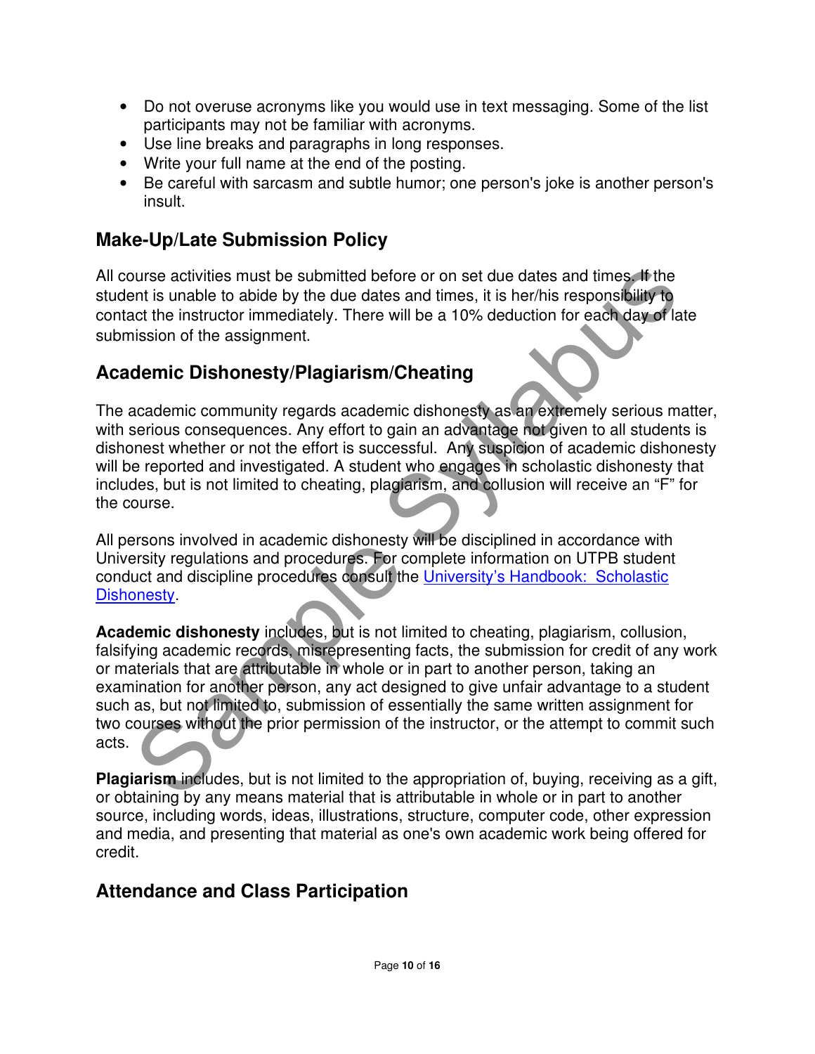- Do not overuse acronyms like you would use in text messaging. Some of the list participants may not be familiar with acronyms.
- Use line breaks and paragraphs in long responses.
- Write your full name at the end of the posting.
- Be careful with sarcasm and subtle humor; one person's joke is another person's insult.

## Make-Up/Late Submission Policy

All course activities must be submitted before or on set due dates and times. If the student is unable to abide by the due dates and times, it is her/his responsibility to contact the instructor immediately. There will be a 10% deduction for each day of late submission of the assignment.

## Academic Dishonesty/Plagiarism/Cheating

The academic community regards academic dishonesty as an extremely serious matter, with serious consequences. Any effort to gain an advantage not given to all students is dishonest whether or not the effort is successful. Any suspicion of academic dishonesty will be reported and investigated. A student who engages in scholastic dishonesty that includes, but is not limited to cheating, plagiarism, and collusion will receive an "F" for the course.

All persons involved in academic dishonesty will be disciplined in accordance with University regulations and procedures. For complete information on UTPB student conduct and discipline procedures consult the University's Handbook: Scholastic Dishonesty.

**Academic dishonesty** includes, but is not limited to cheating, plagiarism, collusion, falsifying academic records, misrepresenting facts, the submission for credit of any work or materials that are attributable in whole or in part to another person, taking an examination for another person, any act designed to give unfair advantage to a student such as, but not limited to, submission of essentially the same written assignment for two courses without the prior permission of the instructor, or the attempt to commit such acts.

**Plagiarism** includes, but is not limited to the appropriation of, buying, receiving as a gift, or obtaining by any means material that is attributable in whole or in part to another source, including words, ideas, illustrations, structure, computer code, other expression and media, and presenting that material as one's own academic work being offered for credit.

## Attendance and Class Participation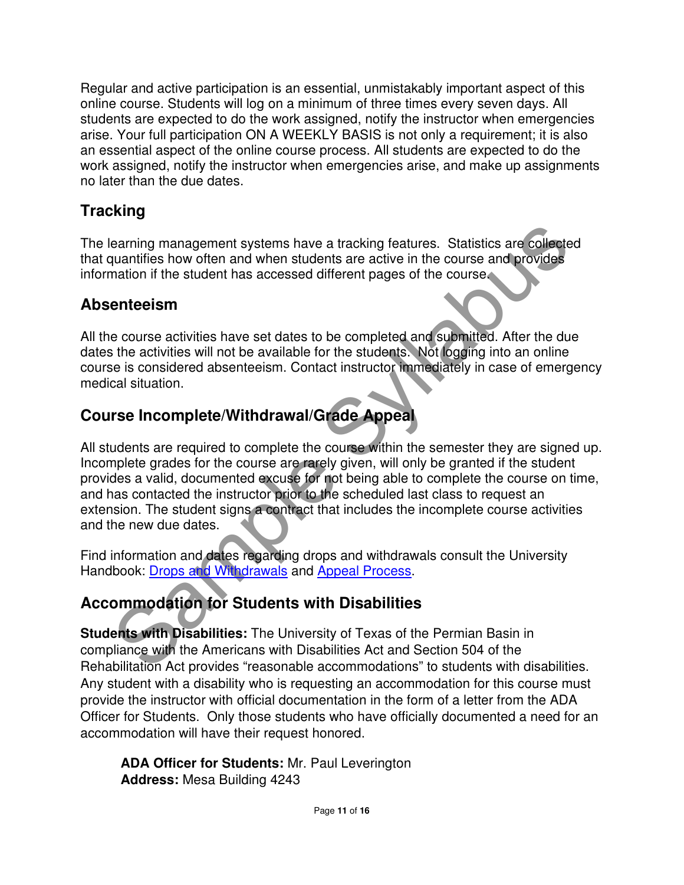Regular and active participation is an essential, unmistakably important aspect of this online course. Students will log on a minimum of three times every seven days. All students are expected to do the work assigned, notify the instructor when emergencies arise. Your full participation ON A WEEKLY BASIS is not only a requirement; it is also an essential aspect of the online course process. All students are expected to do the work assigned, notify the instructor when emergencies arise, and make up assignments no later than the due dates.

## Tracking

The learning management systems have a tracking features. Statistics are collected that quantifies how often and when students are active in the course and provides information if the student has accessed different pages of the course.

## Absenteeism

All the course activities have set dates to be completed and submitted. After the due dates the activities will not be available for the students. Not logging into an online course is considered absenteeism. Contact instructor immediately in case of emergency medical situation.

## Course Incomplete/Withdrawal/Grade Appeal

All students are required to complete the course within the semester they are signed up. Incomplete grades for the course are rarely given, will only be granted if the student provides a valid, documented excuse for not being able to complete the course on time, and has contacted the instructor prior to the scheduled last class to request an extension. The student signs a contract that includes the incomplete course activities and the new due dates.

Find information and dates regarding drops and withdrawals consult the University Handbook: Drops and Withdrawals and Appeal Process.

## Accommodation for Students with Disabilities

**Students with Disabilities:** The University of Texas of the Permian Basin in compliance with the Americans with Disabilities Act and Section 504 of the Rehabilitation Act provides "reasonable accommodations" to students with disabilities. Any student with a disability who is requesting an accommodation for this course must provide the instructor with official documentation in the form of a letter from the ADA Officer for Students. Only those students who have officially documented a need for an accommodation will have their request honored.

**ADA Officer for Students:** Mr. Paul Leverington
**Address:** Mesa Building 4243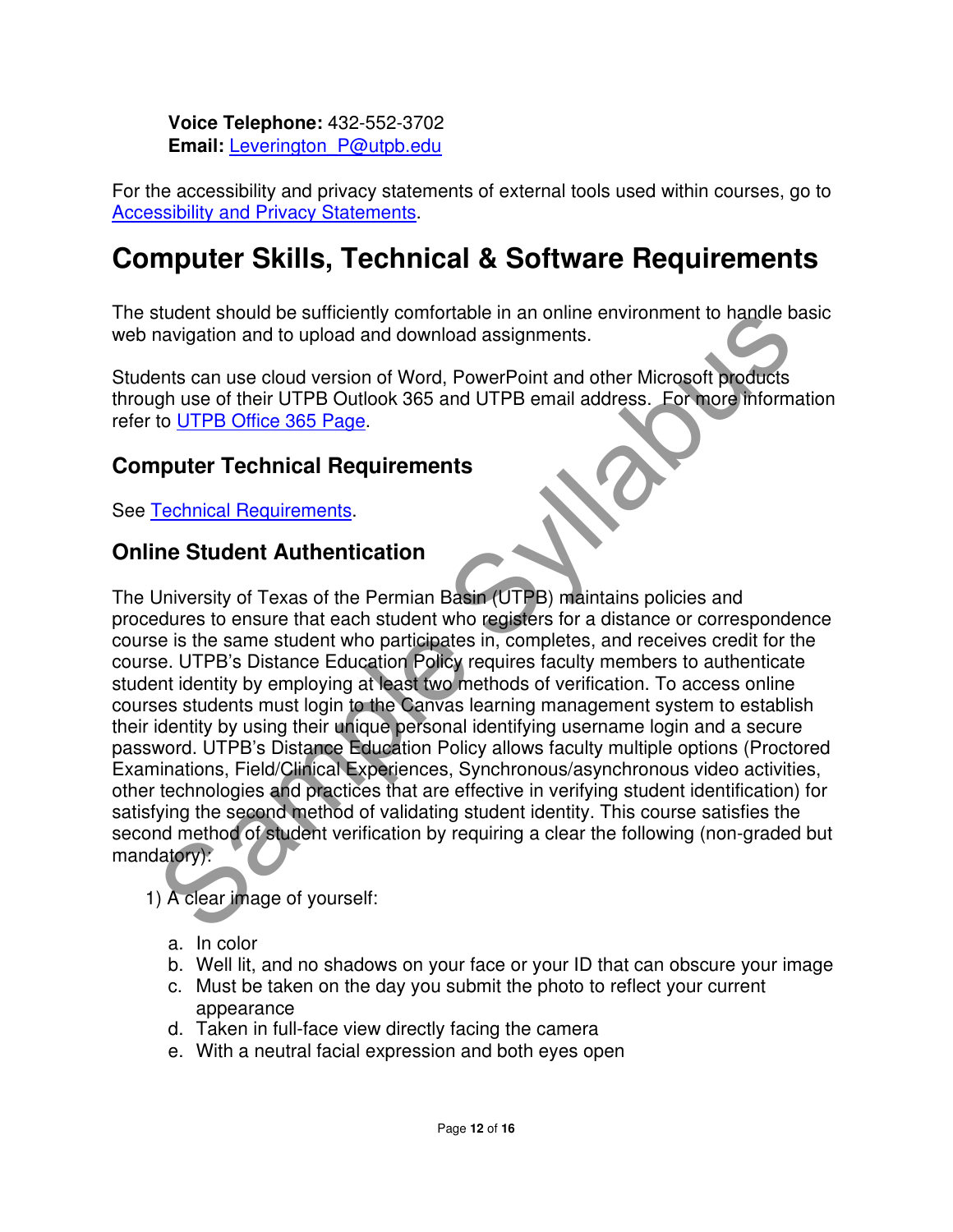**Voice Telephone:** 432-552-3702
**Email:** [Leverington_P@utpb.edu](mailto:Leverington_P@utpb.edu)

For the accessibility and privacy statements of external tools used within courses, go to [Accessibility and Privacy Statements](#).

# Computer Skills, Technical & Software Requirements

The student should be sufficiently comfortable in an online environment to handle basic web navigation and to upload and download assignments.

Students can use cloud version of Word, PowerPoint and other Microsoft products through use of their UTPB Outlook 365 and UTPB email address. For more information refer to [UTPB Office 365 Page](#).

## Computer Technical Requirements

See [Technical Requirements](#).

## Online Student Authentication

The University of Texas of the Permian Basin (UTPB) maintains policies and procedures to ensure that each student who registers for a distance or correspondence course is the same student who participates in, completes, and receives credit for the course. UTPB's Distance Education Policy requires faculty members to authenticate student identity by employing at least two methods of verification. To access online courses students must login to the Canvas learning management system to establish their identity by using their unique personal identifying username login and a secure password. UTPB's Distance Education Policy allows faculty multiple options (Proctored Examinations, Field/Clinical Experiences, Synchronous/asynchronous video activities, other technologies and practices that are effective in verifying student identification) for satisfying the second method of validating student identity. This course satisfies the second method of student verification by requiring a clear the following (non-graded but mandatory):

1) A clear image of yourself:
   a. In color
   b. Well lit, and no shadows on your face or your ID that can obscure your image
   c. Must be taken on the day you submit the photo to reflect your current appearance
   d. Taken in full-face view directly facing the camera
   e. With a neutral facial expression and both eyes open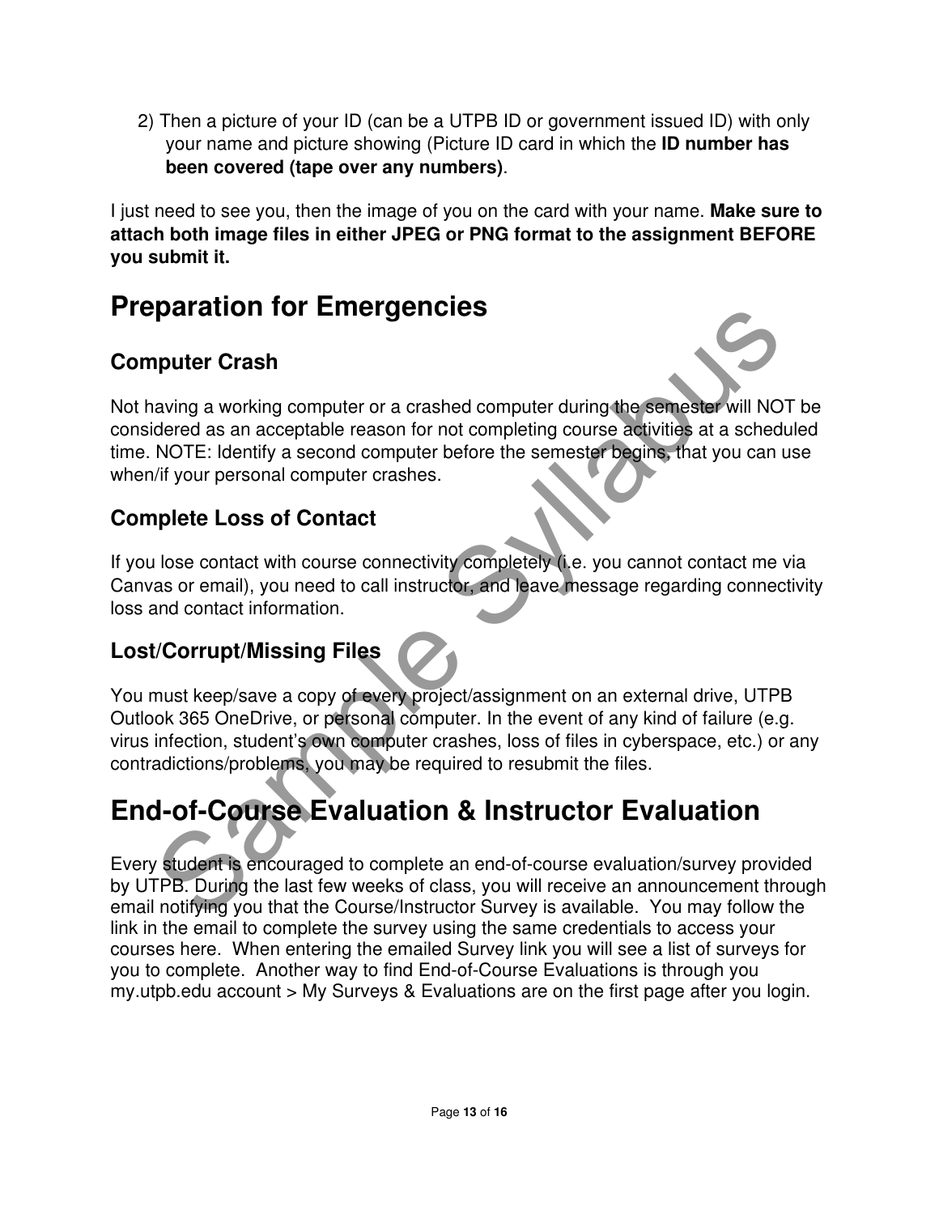2) Then a picture of your ID (can be a UTPB ID or government issued ID) with only your name and picture showing (Picture ID card in which the **ID number has been covered (tape over any numbers)**.

I just need to see you, then the image of you on the card with your name. **Make sure to attach both image files in either JPEG or PNG format to the assignment BEFORE you submit it.**

# Preparation for Emergencies

## Computer Crash

Not having a working computer or a crashed computer during the semester will NOT be considered as an acceptable reason for not completing course activities at a scheduled time. NOTE: Identify a second computer before the semester begins, that you can use when/if your personal computer crashes.

## Complete Loss of Contact

If you lose contact with course connectivity completely (i.e. you cannot contact me via Canvas or email), you need to call instructor, and leave message regarding connectivity loss and contact information.

## Lost/Corrupt/Missing Files

You must keep/save a copy of every project/assignment on an external drive, UTPB Outlook 365 OneDrive, or personal computer. In the event of any kind of failure (e.g. virus infection, student's own computer crashes, loss of files in cyberspace, etc.) or any contradictions/problems, you may be required to resubmit the files.

# End-of-Course Evaluation & Instructor Evaluation

Every student is encouraged to complete an end-of-course evaluation/survey provided by UTPB. During the last few weeks of class, you will receive an announcement through email notifying you that the Course/Instructor Survey is available. You may follow the link in the email to complete the survey using the same credentials to access your courses here. When entering the emailed Survey link you will see a list of surveys for you to complete. Another way to find End-of-Course Evaluations is through you my.utpb.edu account > My Surveys & Evaluations are on the first page after you login.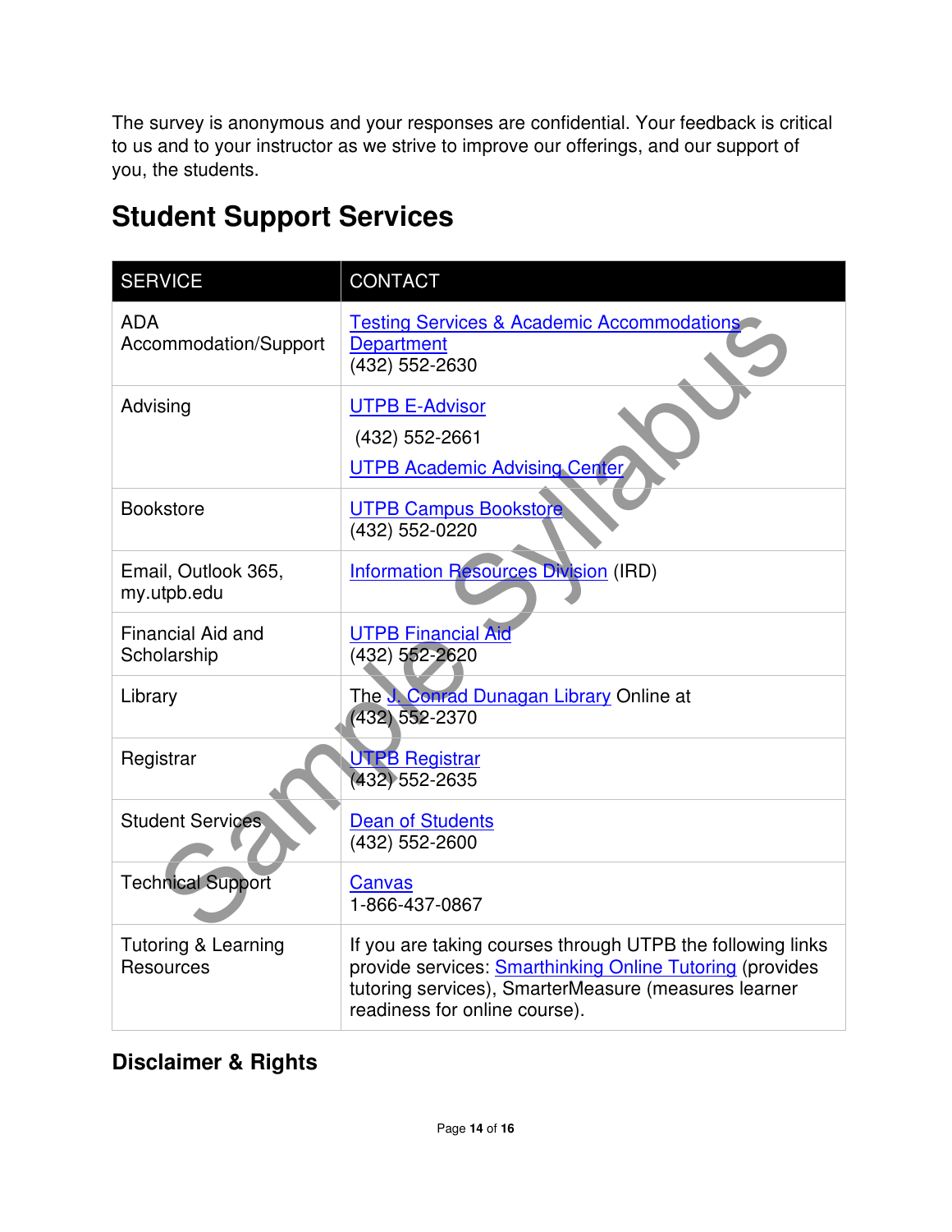The survey is anonymous and your responses are confidential. Your feedback is critical to us and to your instructor as we strive to improve our offerings, and our support of you, the students.

## Student Support Services

| SERVICE | CONTACT |
| --- | --- |
| ADA Accommodation/Support | Testing Services & Academic Accommodations Department (432) 552-2630 |
| Advising | UTPB E-Advisor (432) 552-2661 UTPB Academic Advising Center |
| Bookstore | UTPB Campus Bookstore (432) 552-0220 |
| Email, Outlook 365, my.utpb.edu | Information Resources Division (IRD) |
| Financial Aid and Scholarship | UTPB Financial Aid (432) 552-2620 |
| Library | The J. Conrad Dunagan Library Online at (432) 552-2370 |
| Registrar | UTPB Registrar (432) 552-2635 |
| Student Services | Dean of Students (432) 552-2600 |
| Technical Support | Canvas 1-866-437-0867 |
| Tutoring & Learning Resources | If you are taking courses through UTPB the following links provide services: Smarthinking Online Tutoring (provides tutoring services), SmarterMeasure (measures learner readiness for online course). |

### Disclaimer & Rights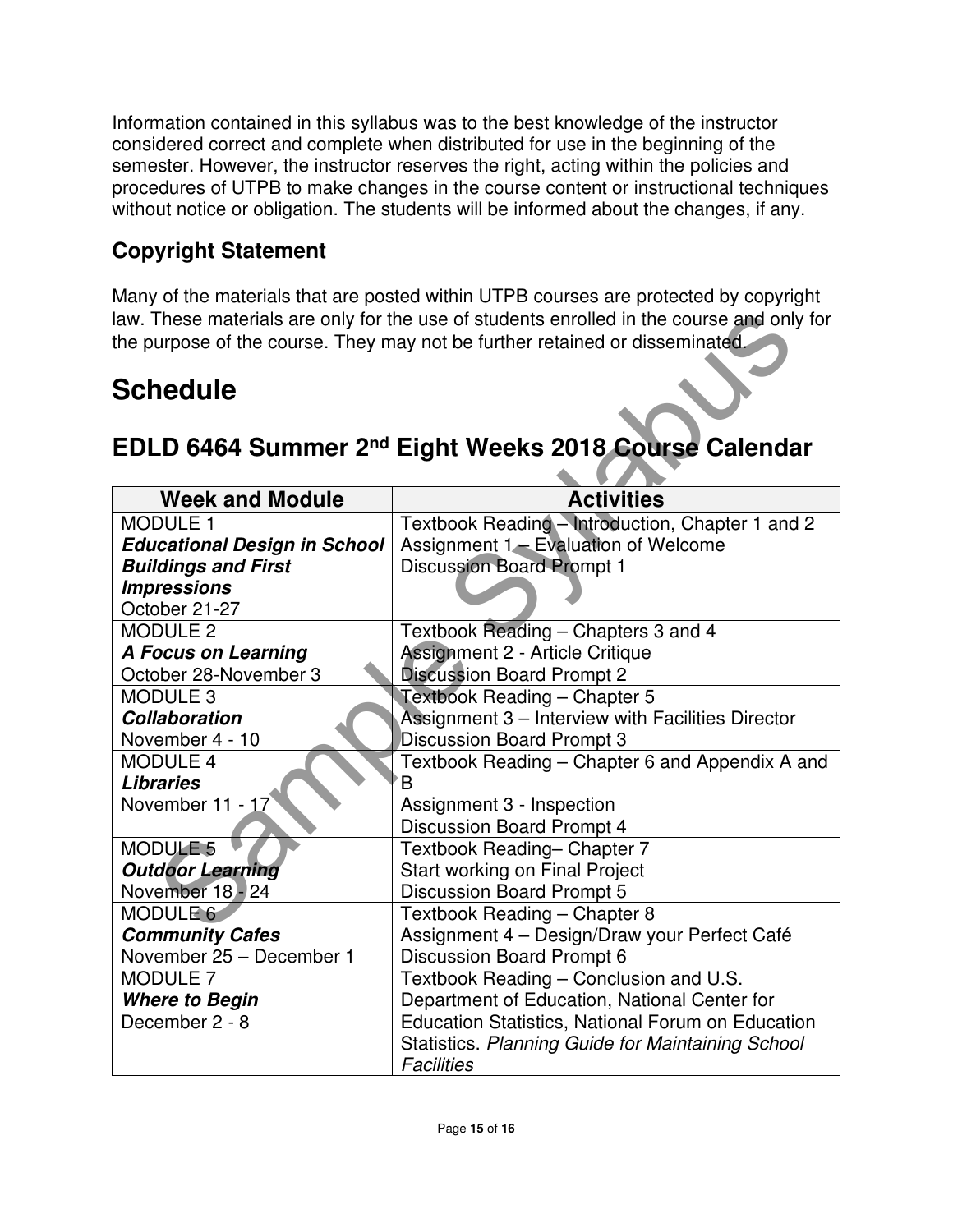Information contained in this syllabus was to the best knowledge of the instructor considered correct and complete when distributed for use in the beginning of the semester. However, the instructor reserves the right, acting within the policies and procedures of UTPB to make changes in the course content or instructional techniques without notice or obligation. The students will be informed about the changes, if any.

### Copyright Statement

Many of the materials that are posted within UTPB courses are protected by copyright law. These materials are only for the use of students enrolled in the course and only for the purpose of the course. They may not be further retained or disseminated.

# Schedule

## EDLD 6464 Summer 2nd Eight Weeks 2018 Course Calendar

| Week and Module | Activities |
|---|---|
| MODULE 1<br>***Educational Design in School Buildings and First Impressions***<br>October 21-27 | Textbook Reading – Introduction, Chapter 1 and 2<br>Assignment 1 – Evaluation of Welcome<br>Discussion Board Prompt 1 |
| MODULE 2<br>***A Focus on Learning***<br>October 28-November 3 | Textbook Reading – Chapters 3 and 4<br>Assignment 2 - Article Critique<br>Discussion Board Prompt 2 |
| MODULE 3<br>***Collaboration***<br>November 4 - 10 | Textbook Reading – Chapter 5<br>Assignment 3 – Interview with Facilities Director<br>Discussion Board Prompt 3 |
| MODULE 4<br>***Libraries***<br>November 11 - 17 | Textbook Reading – Chapter 6 and Appendix A and B<br>Assignment 3 - Inspection<br>Discussion Board Prompt 4 |
| MODULE 5<br>***Outdoor Learning***<br>November 18 - 24 | Textbook Reading– Chapter 7<br>Start working on Final Project<br>Discussion Board Prompt 5 |
| MODULE 6<br>***Community Cafes***<br>November 25 – December 1 | Textbook Reading – Chapter 8<br>Assignment 4 – Design/Draw your Perfect Café<br>Discussion Board Prompt 6 |
| MODULE 7<br>***Where to Begin***<br>December 2 - 8 | Textbook Reading – Conclusion and U.S. Department of Education, National Center for Education Statistics, National Forum on Education Statistics. *Planning Guide for Maintaining School Facilities* |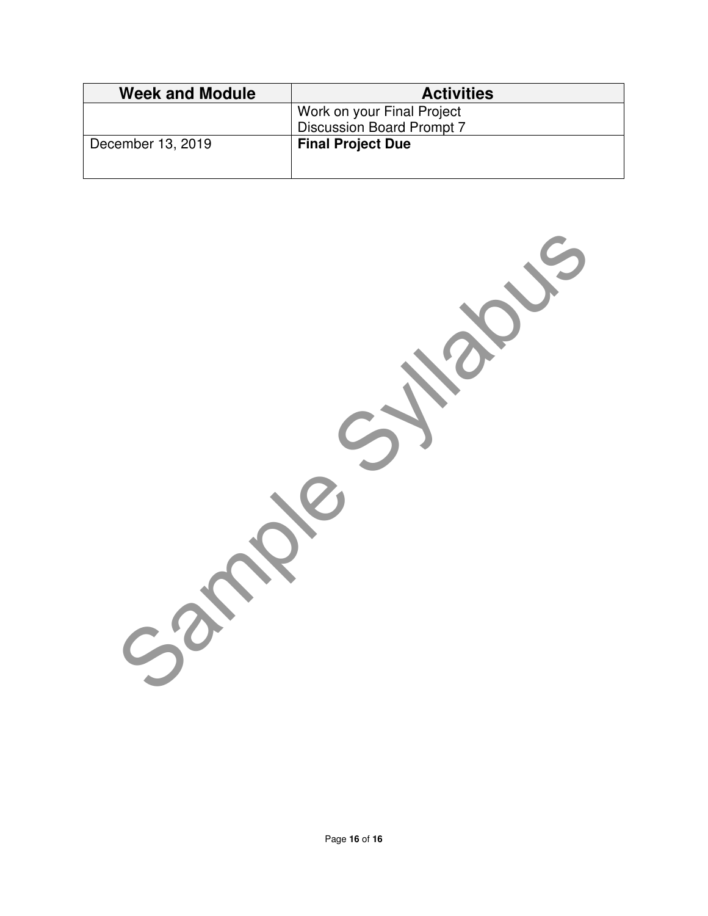| Week and Module | Activities |
| --- | --- |
| | Work on your Final Project<br>Discussion Board Prompt 7 |
| December 13, 2019 | **Final Project Due** |

Sample Syllabus